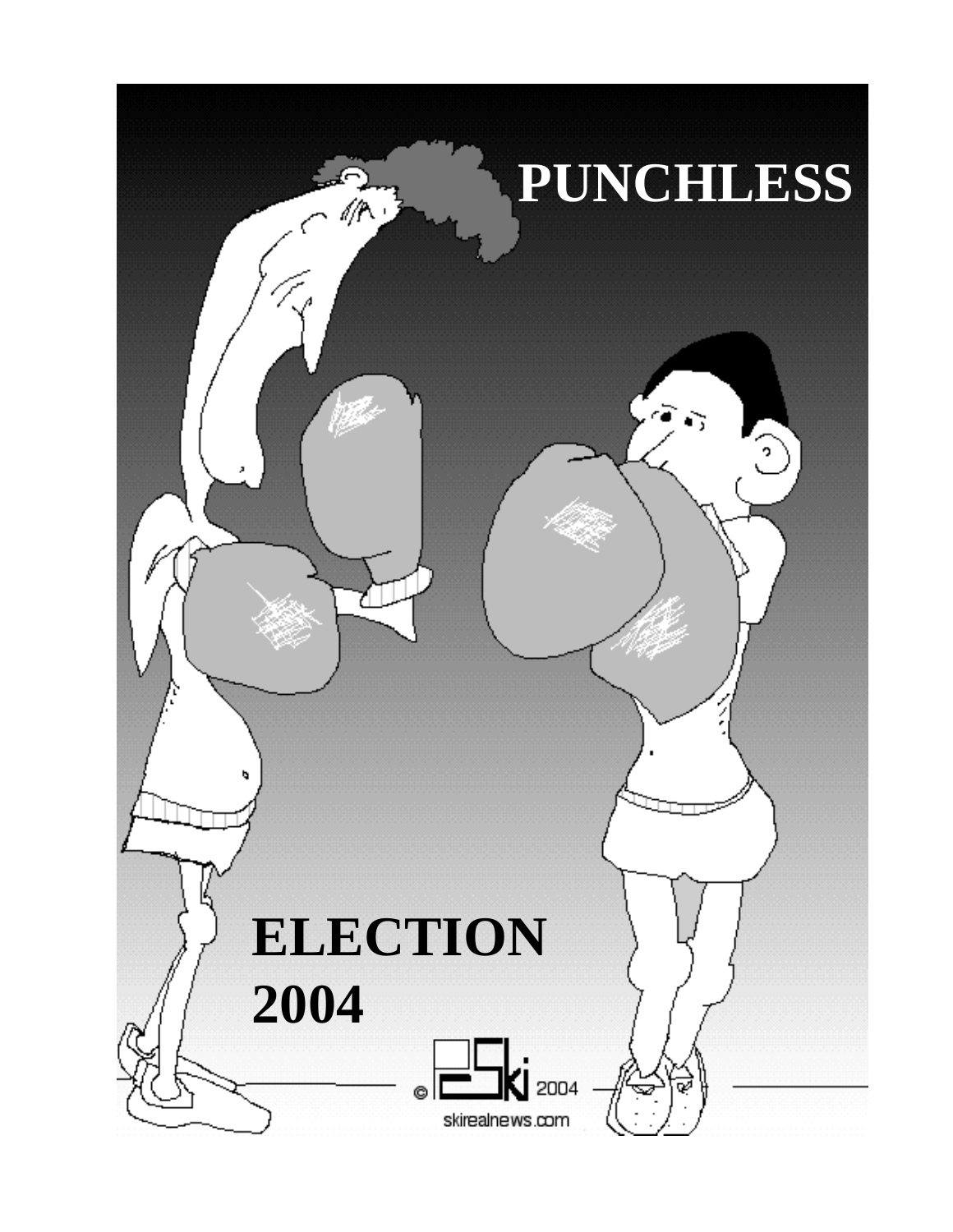# PUNCHLESS

# ELECTION 2004

© PeSki 2004

skirealnews.com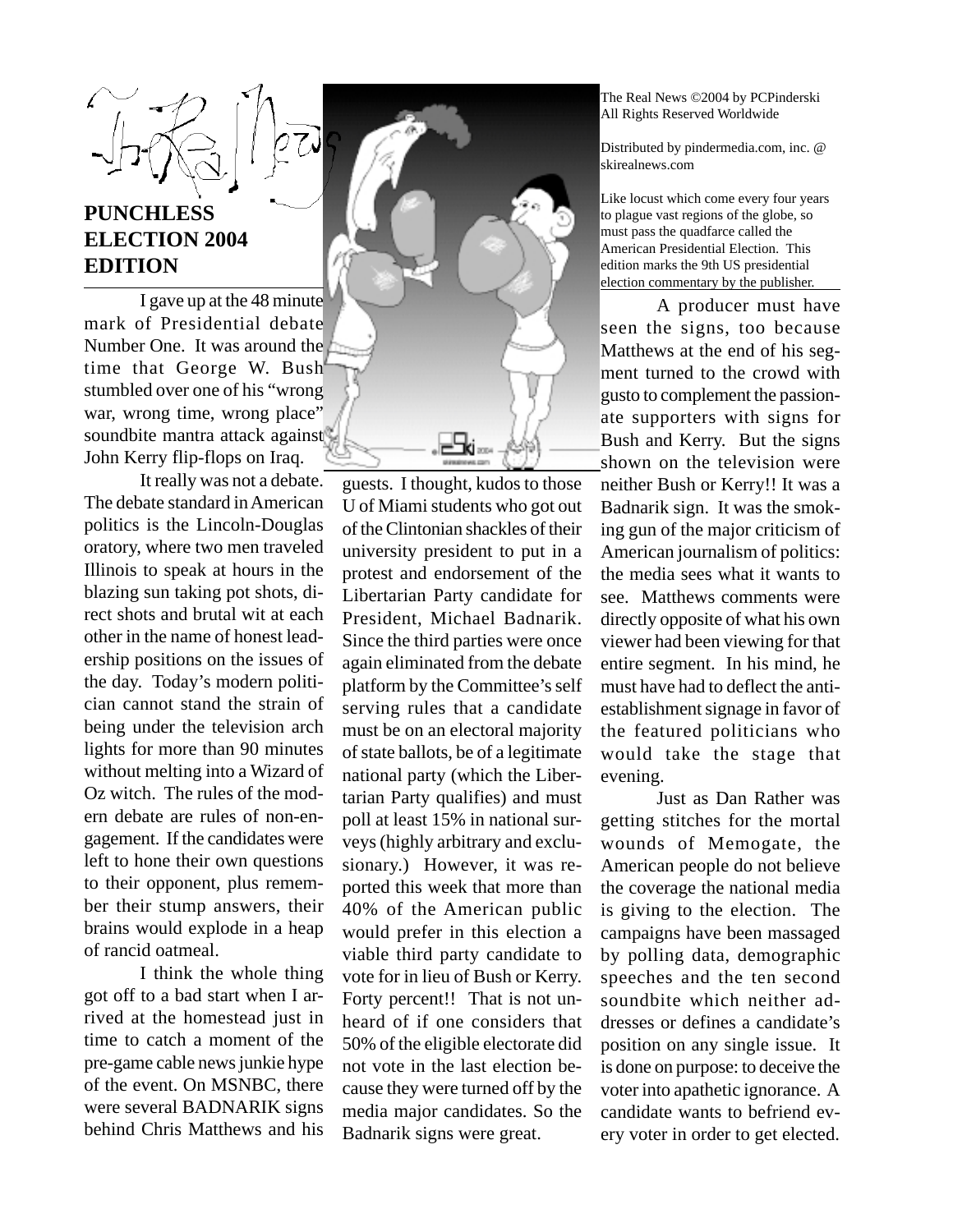The Real News

**PUNCHLESS ELECTION 2004 EDITION**

The Real News ©2004 by PCPinderski
All Rights Reserved Worldwide

Distributed by pindermedia.com, inc. @ skirealnews.com

Like locust which come every four years to plague vast regions of the globe, so must pass the quadfarce called the American Presidential Election. This edition marks the 9th US presidential election commentary by the publisher.

I gave up at the 48 minute mark of Presidential debate Number One. It was around the time that George W. Bush stumbled over one of his "wrong war, wrong time, wrong place" soundbite mantra attack against John Kerry flip-flops on Iraq.

It really was not a debate. The debate standard in American politics is the Lincoln-Douglas oratory, where two men traveled Illinois to speak at hours in the blazing sun taking pot shots, direct shots and brutal wit at each other in the name of honest leadership positions on the issues of the day. Today's modern politician cannot stand the strain of being under the television arch lights for more than 90 minutes without melting into a Wizard of Oz witch. The rules of the modern debate are rules of non-engagement. If the candidates were left to hone their own questions to their opponent, plus remember their stump answers, their brains would explode in a heap of rancid oatmeal.

I think the whole thing got off to a bad start when I arrived at the homestead just in time to catch a moment of the pre-game cable news junkie hype of the event. On MSNBC, there were several BADNARIK signs behind Chris Matthews and his guests. I thought, kudos to those U of Miami students who got out of the Clintonian shackles of their university president to put in a protest and endorsement of the Libertarian Party candidate for President, Michael Badnarik. Since the third parties were once again eliminated from the debate platform by the Committee's self serving rules that a candidate must be on an electoral majority of state ballots, be of a legitimate national party (which the Libertarian Party qualifies) and must poll at least 15% in national surveys (highly arbitrary and exclusionary.) However, it was reported this week that more than 40% of the American public would prefer in this election a viable third party candidate to vote for in lieu of Bush or Kerry. Forty percent!! That is not unheard of if one considers that 50% of the eligible electorate did not vote in the last election because they were turned off by the media major candidates. So the Badnarik signs were great.

A producer must have seen the signs, too because Matthews at the end of his segment turned to the crowd with gusto to complement the passionate supporters with signs for Bush and Kerry. But the signs shown on the television were neither Bush or Kerry!! It was a Badnarik sign. It was the smoking gun of the major criticism of American journalism of politics: the media sees what it wants to see. Matthews comments were directly opposite of what his own viewer had been viewing for that entire segment. In his mind, he must have had to deflect the anti-establishment signage in favor of the featured politicians who would take the stage that evening.

Just as Dan Rather was getting stitches for the mortal wounds of Memogate, the American people do not believe the coverage the national media is giving to the election. The campaigns have been massaged by polling data, demographic speeches and the ten second soundbite which neither addresses or defines a candidate's position on any single issue. It is done on purpose: to deceive the voter into apathetic ignorance. A candidate wants to befriend every voter in order to get elected.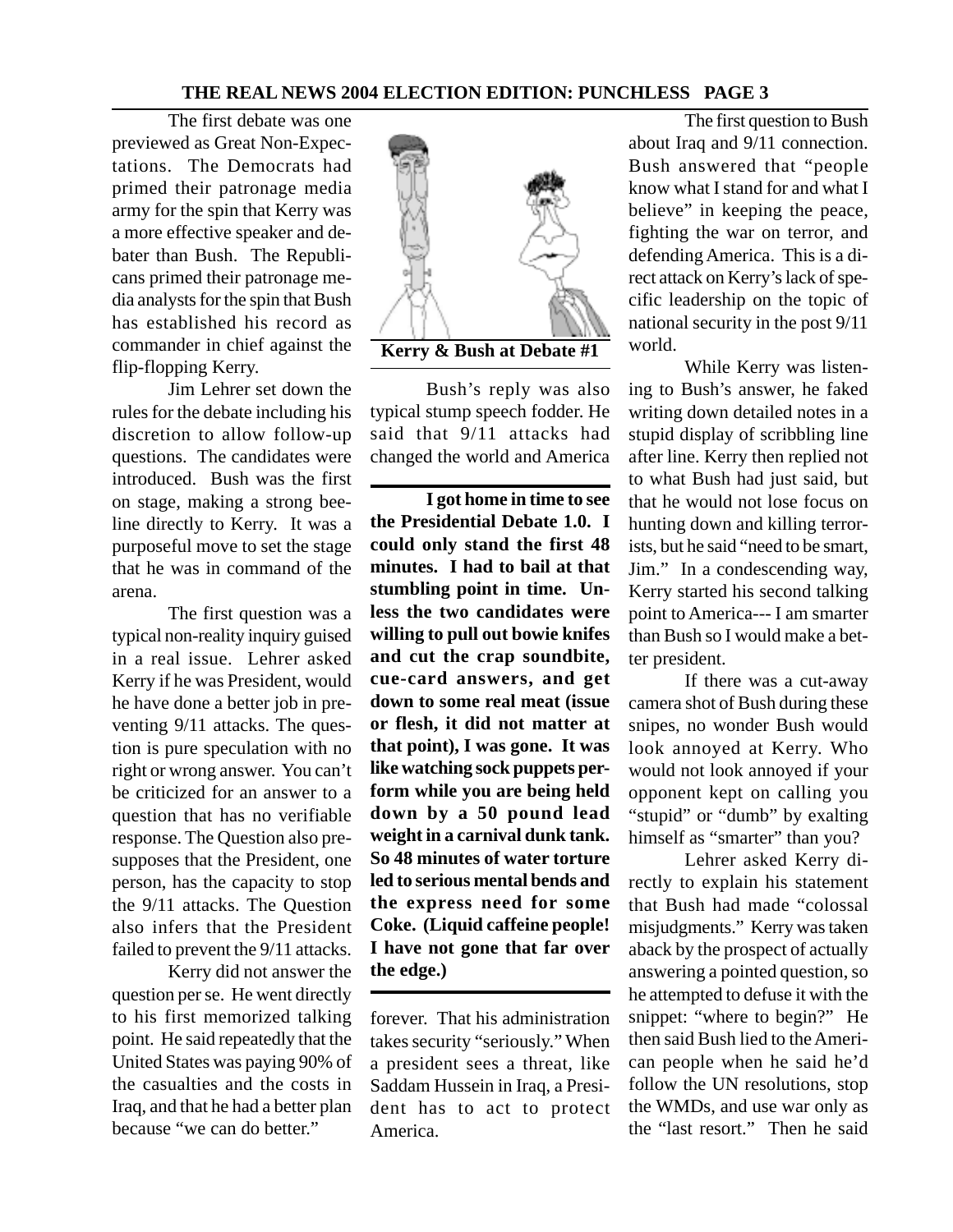The first debate was one previewed as Great Non-Expectations. The Democrats had primed their patronage media army for the spin that Kerry was a more effective speaker and debater than Bush. The Republicans primed their patronage media analysts for the spin that Bush has established his record as commander in chief against the flip-flopping Kerry.

Jim Lehrer set down the rules for the debate including his discretion to allow follow-up questions. The candidates were introduced. Bush was the first on stage, making a strong beeline directly to Kerry. It was a purposeful move to set the stage that he was in command of the arena.

The first question was a typical non-reality inquiry guised in a real issue. Lehrer asked Kerry if he was President, would he have done a better job in preventing 9/11 attacks. The question is pure speculation with no right or wrong answer. You can't be criticized for an answer to a question that has no verifiable response. The Question also presupposes that the President, one person, has the capacity to stop the 9/11 attacks. The Question also infers that the President failed to prevent the 9/11 attacks.

Kerry did not answer the question per se. He went directly to his first memorized talking point. He said repeatedly that the United States was paying 90% of the casualties and the costs in Iraq, and that he had a better plan because "we can do better."

**Kerry & Bush at Debate #1**

Bush's reply was also typical stump speech fodder. He said that 9/11 attacks had changed the world and America forever. That his administration takes security "seriously." When a president sees a threat, like Saddam Hussein in Iraq, a President has to act to protect America.

**I got home in time to see the Presidential Debate 1.0. I could only stand the first 48 minutes. I had to bail at that stumbling point in time. Unless the two candidates were willing to pull out bowie knifes and cut the crap soundbite, cue-card answers, and get down to some real meat (issue or flesh, it did not matter at that point), I was gone. It was like watching sock puppets perform while you are being held down by a 50 pound lead weight in a carnival dunk tank. So 48 minutes of water torture led to serious mental bends and the express need for some Coke. (Liquid caffeine people! I have not gone that far over the edge.)**

The first question to Bush about Iraq and 9/11 connection. Bush answered that "people know what I stand for and what I believe" in keeping the peace, fighting the war on terror, and defending America. This is a direct attack on Kerry's lack of specific leadership on the topic of national security in the post 9/11 world.

While Kerry was listening to Bush's answer, he faked writing down detailed notes in a stupid display of scribbling line after line. Kerry then replied not to what Bush had just said, but that he would not lose focus on hunting down and killing terrorists, but he said "need to be smart, Jim." In a condescending way, Kerry started his second talking point to America--- I am smarter than Bush so I would make a better president.

If there was a cut-away camera shot of Bush during these snipes, no wonder Bush would look annoyed at Kerry. Who would not look annoyed if your opponent kept on calling you "stupid" or "dumb" by exalting himself as "smarter" than you?

Lehrer asked Kerry directly to explain his statement that Bush had made "colossal misjudgments." Kerry was taken aback by the prospect of actually answering a pointed question, so he attempted to defuse it with the snippet: "where to begin?" He then said Bush lied to the American people when he said he'd follow the UN resolutions, stop the WMDs, and use war only as the "last resort." Then he said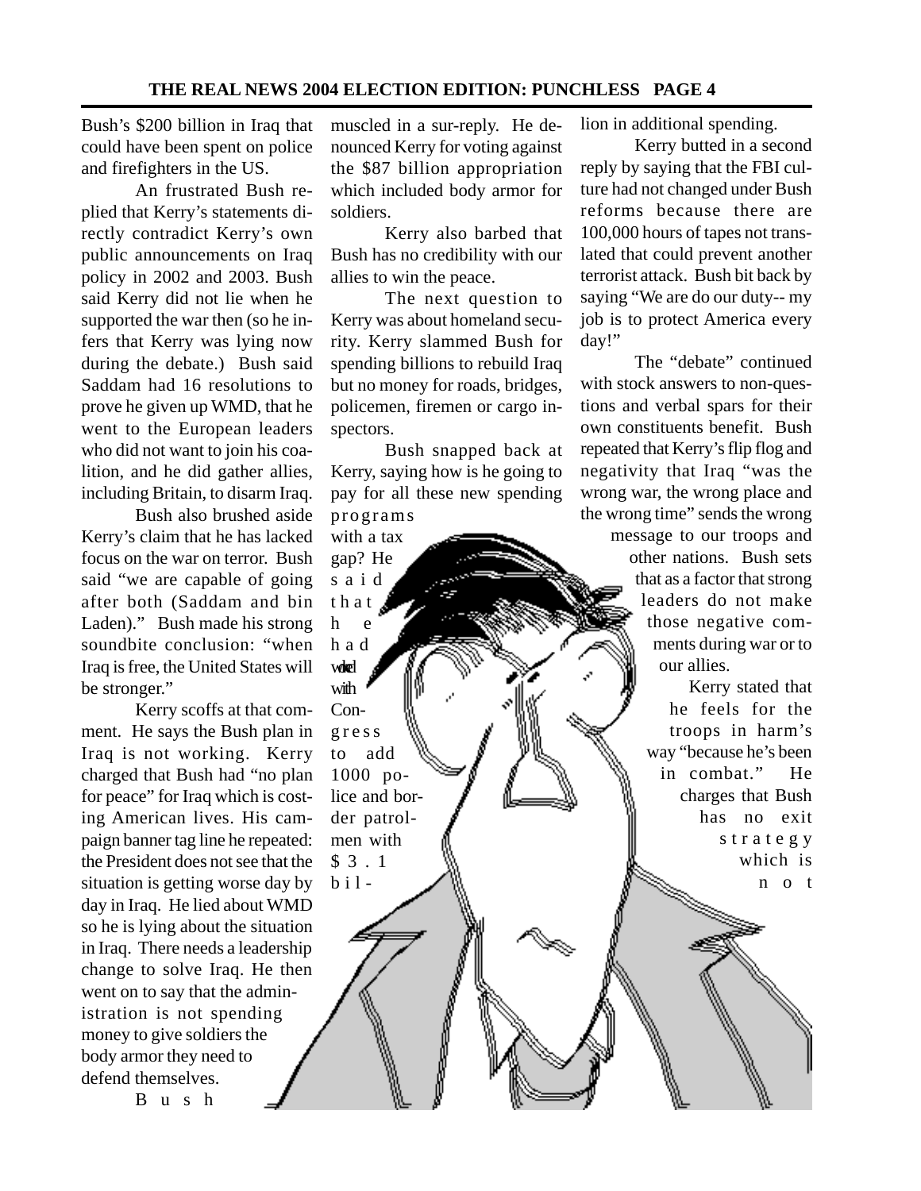Bush's $200 billion in Iraq that could have been spent on police and firefighters in the US.

An frustrated Bush replied that Kerry's statements directly contradict Kerry's own public announcements on Iraq policy in 2002 and 2003. Bush said Kerry did not lie when he supported the war then (so he infers that Kerry was lying now during the debate.) Bush said Saddam had 16 resolutions to prove he given up WMD, that he went to the European leaders who did not want to join his coalition, and he did gather allies, including Britain, to disarm Iraq.

Bush also brushed aside Kerry's claim that he has lacked focus on the war on terror. Bush said "we are capable of going after both (Saddam and bin Laden)." Bush made his strong soundbite conclusion: "when Iraq is free, the United States will be stronger."

Kerry scoffs at that comment. He says the Bush plan in Iraq is not working. Kerry charged that Bush had "no plan for peace" for Iraq which is costing American lives. His campaign banner tag line he repeated: the President does not see that the situation is getting worse day by day in Iraq. He lied about WMD so he is lying about the situation in Iraq. There needs a leadership change to solve Iraq. He then went on to say that the administration is not spending money to give soldiers the body armor they need to defend themselves.

Bush muscled in a sur-reply. He denounced Kerry for voting against the $87 billion appropriation which included body armor for soldiers.

Kerry also barbed that Bush has no credibility with our allies to win the peace.

The next question to Kerry was about homeland security. Kerry slammed Bush for spending billions to rebuild Iraq but no money for roads, bridges, policemen, firemen or cargo inspectors.

Bush snapped back at Kerry, saying how is he going to pay for all these new spending programs with a tax gap? He said that he had worked with Congress to add 1000 police and border patrolmen with $3.1 billion in additional spending.

Kerry butted in a second reply by saying that the FBI culture had not changed under Bush reforms because there are 100,000 hours of tapes not translated that could prevent another terrorist attack. Bush bit back by saying "We are do our duty-- my job is to protect America every day!"

The "debate" continued with stock answers to non-questions and verbal spars for their own constituents benefit. Bush repeated that Kerry's flip flog and negativity that Iraq "was the wrong war, the wrong place and the wrong time" sends the wrong message to our troops and other nations. Bush sets that as a factor that strong leaders do not make those negative comments during war or to our allies.

Kerry stated that he feels for the troops in harm's way "because he's been in combat." He charges that Bush has no exit strategy which is not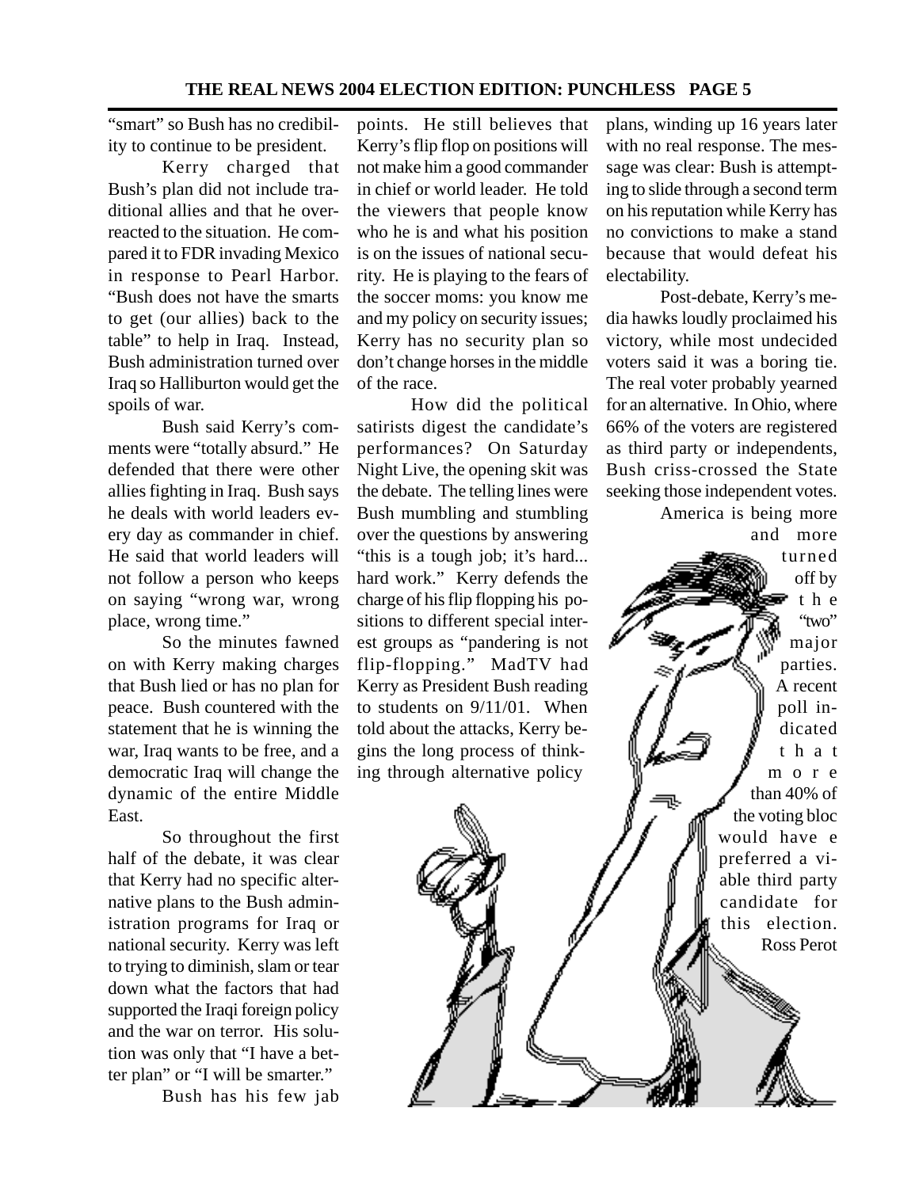"smart" so Bush has no credibility to continue to be president.

Kerry charged that Bush's plan did not include traditional allies and that he overreacted to the situation. He compared it to FDR invading Mexico in response to Pearl Harbor. "Bush does not have the smarts to get (our allies) back to the table" to help in Iraq. Instead, Bush administration turned over Iraq so Halliburton would get the spoils of war.

Bush said Kerry's comments were "totally absurd." He defended that there were other allies fighting in Iraq. Bush says he deals with world leaders every day as commander in chief. He said that world leaders will not follow a person who keeps on saying "wrong war, wrong place, wrong time."

So the minutes fawned on with Kerry making charges that Bush lied or has no plan for peace. Bush countered with the statement that he is winning the war, Iraq wants to be free, and a democratic Iraq will change the dynamic of the entire Middle East.

So throughout the first half of the debate, it was clear that Kerry had no specific alternative plans to the Bush administration programs for Iraq or national security. Kerry was left to trying to diminish, slam or tear down what the factors that had supported the Iraqi foreign policy and the war on terror. His solution was only that "I have a better plan" or "I will be smarter."

Bush has his few jab points. He still believes that Kerry's flip flop on positions will not make him a good commander in chief or world leader. He told the viewers that people know who he is and what his position is on the issues of national security. He is playing to the fears of the soccer moms: you know me and my policy on security issues; Kerry has no security plan so don't change horses in the middle of the race.

How did the political satirists digest the candidate's performances? On Saturday Night Live, the opening skit was the debate. The telling lines were Bush mumbling and stumbling over the questions by answering "this is a tough job; it's hard... hard work." Kerry defends the charge of his flip flopping his positions to different special interest groups as "pandering is not flip-flopping." MadTV had Kerry as President Bush reading to students on 9/11/01. When told about the attacks, Kerry begins the long process of thinking through alternative policy plans, winding up 16 years later with no real response. The message was clear: Bush is attempting to slide through a second term on his reputation while Kerry has no convictions to make a stand because that would defeat his electability.

Post-debate, Kerry's media hawks loudly proclaimed his victory, while most undecided voters said it was a boring tie. The real voter probably yearned for an alternative. In Ohio, where 66% of the voters are registered as third party or independents, Bush criss-crossed the State seeking those independent votes.

America is being more and more turned off by the "two" major parties. A recent poll indicated that more than 40% of the voting bloc would have e preferred a viable third party candidate for this election. Ross Perot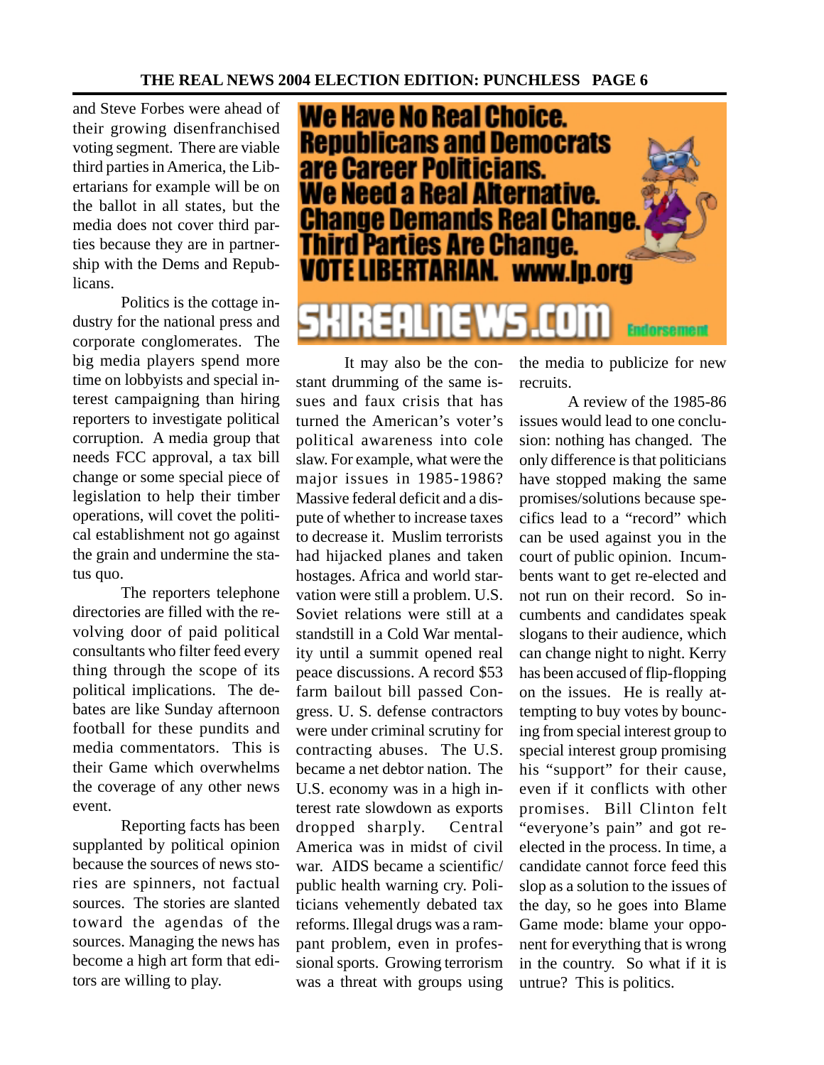and Steve Forbes were ahead of their growing disenfranchised voting segment. There are viable third parties in America, the Libertarians for example will be on the ballot in all states, but the media does not cover third parties because they are in partnership with the Dems and Republicans.

Politics is the cottage industry for the national press and corporate conglomerates. The big media players spend more time on lobbyists and special interest campaigning than hiring reporters to investigate political corruption. A media group that needs FCC approval, a tax bill change or some special piece of legislation to help their timber operations, will covet the political establishment not go against the grain and undermine the status quo.

The reporters telephone directories are filled with the revolving door of paid political consultants who filter feed every thing through the scope of its political implications. The debates are like Sunday afternoon football for these pundits and media commentators. This is their Game which overwhelms the coverage of any other news event.

Reporting facts has been supplanted by political opinion because the sources of news stories are spinners, not factual sources. The stories are slanted toward the agendas of the sources. Managing the news has become a high art form that editors are willing to play.

**We Have No Real Choice. Republicans and Democrats are Career Politicians. We Need a Real Alternative. Change Demands Real Change. Third Parties Are Change. VOTE LIBERTARIAN. www.lp.org**

**SKIREALNEWS.COM** Endorsement

It may also be the constant drumming of the same issues and faux crisis that has turned the American's voter's political awareness into cole slaw. For example, what were the major issues in 1985-1986? Massive federal deficit and a dispute of whether to increase taxes to decrease it. Muslim terrorists had hijacked planes and taken hostages. Africa and world starvation were still a problem. U.S. Soviet relations were still at a standstill in a Cold War mentality until a summit opened real peace discussions. A record $53 farm bailout bill passed Congress. U. S. defense contractors were under criminal scrutiny for contracting abuses. The U.S. became a net debtor nation. The U.S. economy was in a high interest rate slowdown as exports dropped sharply. Central America was in midst of civil war. AIDS became a scientific/ public health warning cry. Politicians vehemently debated tax reforms. Illegal drugs was a rampant problem, even in professional sports. Growing terrorism was a threat with groups using the media to publicize for new recruits.

A review of the 1985-86 issues would lead to one conclusion: nothing has changed. The only difference is that politicians have stopped making the same promises/solutions because specifics lead to a "record" which can be used against you in the court of public opinion. Incumbents want to get re-elected and not run on their record. So incumbents and candidates speak slogans to their audience, which can change night to night. Kerry has been accused of flip-flopping on the issues. He is really attempting to buy votes by bouncing from special interest group to special interest group promising his "support" for their cause, even if it conflicts with other promises. Bill Clinton felt "everyone's pain" and got re-elected in the process. In time, a candidate cannot force feed this slop as a solution to the issues of the day, so he goes into Blame Game mode: blame your opponent for everything that is wrong in the country. So what if it is untrue? This is politics.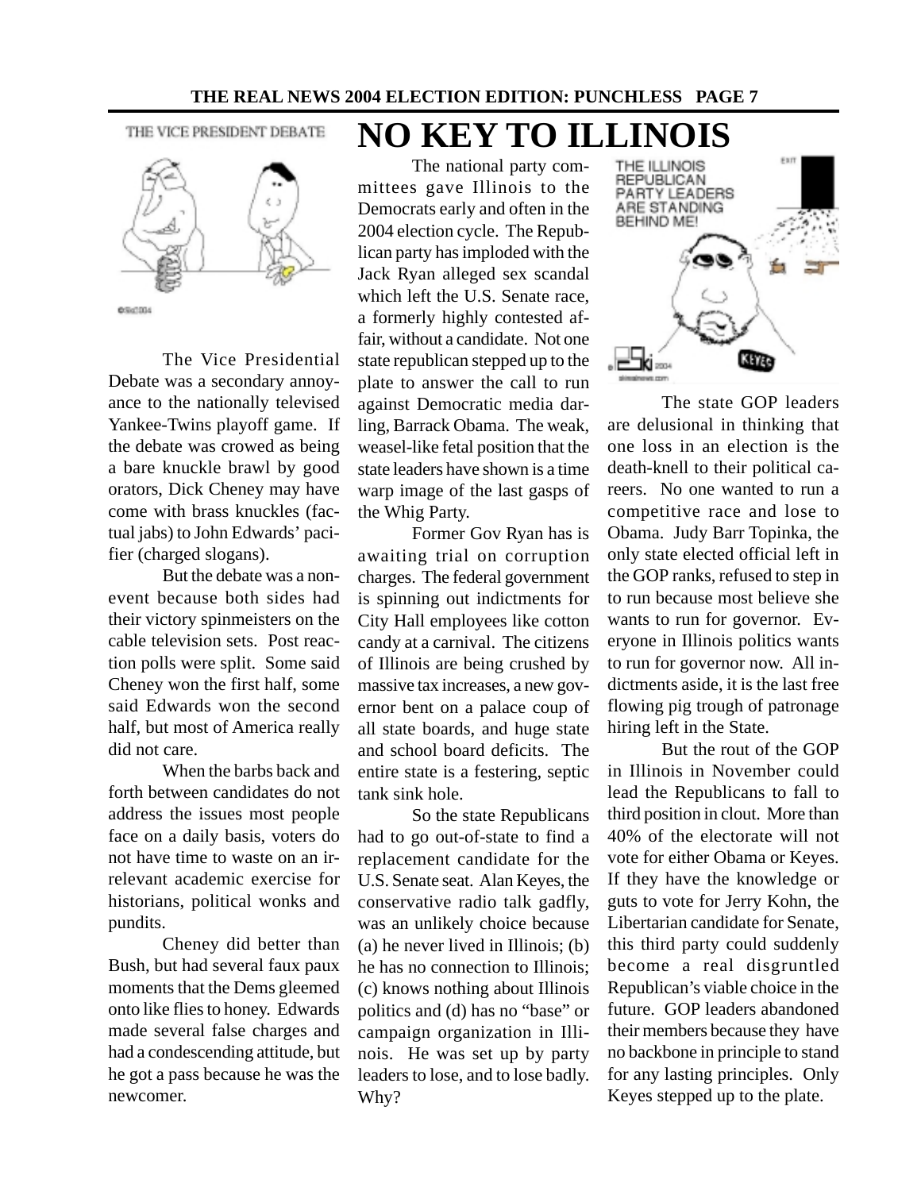THE VICE PRESIDENT DEBATE

The Vice Presidential Debate was a secondary annoyance to the nationally televised Yankee-Twins playoff game. If the debate was crowed as being a bare knuckle brawl by good orators, Dick Cheney may have come with brass knuckles (factual jabs) to John Edwards' pacifier (charged slogans).

But the debate was a non-event because both sides had their victory spinmeisters on the cable television sets. Post reaction polls were split. Some said Cheney won the first half, some said Edwards won the second half, but most of America really did not care.

When the barbs back and forth between candidates do not address the issues most people face on a daily basis, voters do not have time to waste on an irrelevant academic exercise for historians, political wonks and pundits.

Cheney did better than Bush, but had several faux paux moments that the Dems gleemed onto like flies to honey. Edwards made several false charges and had a condescending attitude, but he got a pass because he was the newcomer.

# NO KEY TO ILLINOIS

The national party committees gave Illinois to the Democrats early and often in the 2004 election cycle. The Republican party has imploded with the Jack Ryan alleged sex scandal which left the U.S. Senate race, a formerly highly contested affair, without a candidate. Not one state republican stepped up to the plate to answer the call to run against Democratic media darling, Barrack Obama. The weak, weasel-like fetal position that the state leaders have shown is a time warp image of the last gasps of the Whig Party.

Former Gov Ryan has is awaiting trial on corruption charges. The federal government is spinning out indictments for City Hall employees like cotton candy at a carnival. The citizens of Illinois are being crushed by massive tax increases, a new governor bent on a palace coup of all state boards, and huge state and school board deficits. The entire state is a festering, septic tank sink hole.

So the state Republicans had to go out-of-state to find a replacement candidate for the U.S. Senate seat. Alan Keyes, the conservative radio talk gadfly, was an unlikely choice because (a) he never lived in Illinois; (b) he has no connection to Illinois; (c) knows nothing about Illinois politics and (d) has no "base" or campaign organization in Illinois. He was set up by party leaders to lose, and to lose badly. Why?

THE ILLINOIS REPUBLICAN PARTY LEADERS ARE STANDING BEHIND ME!

The state GOP leaders are delusional in thinking that one loss in an election is the death-knell to their political careers. No one wanted to run a competitive race and lose to Obama. Judy Barr Topinka, the only state elected official left in the GOP ranks, refused to step in to run because most believe she wants to run for governor. Everyone in Illinois politics wants to run for governor now. All indictments aside, it is the last free flowing pig trough of patronage hiring left in the State.

But the rout of the GOP in Illinois in November could lead the Republicans to fall to third position in clout. More than 40% of the electorate will not vote for either Obama or Keyes. If they have the knowledge or guts to vote for Jerry Kohn, the Libertarian candidate for Senate, this third party could suddenly become a real disgruntled Republican's viable choice in the future. GOP leaders abandoned their members because they have no backbone in principle to stand for any lasting principles. Only Keyes stepped up to the plate.